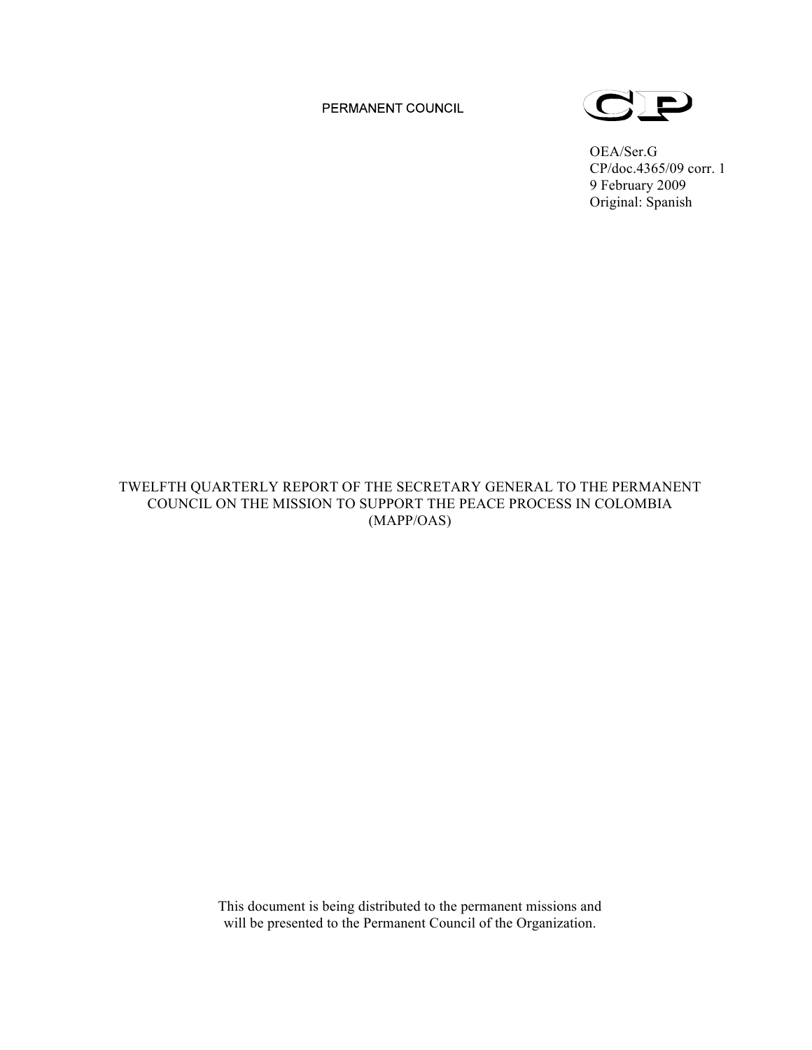PERMANENT COUNCIL

CP

OEA/Ser.G
CP/doc.4365/09 corr. 1
9 February 2009
Original: Spanish

# TWELFTH QUARTERLY REPORT OF THE SECRETARY GENERAL TO THE PERMANENT COUNCIL ON THE MISSION TO SUPPORT THE PEACE PROCESS IN COLOMBIA (MAPP/OAS)

This document is being distributed to the permanent missions and will be presented to the Permanent Council of the Organization.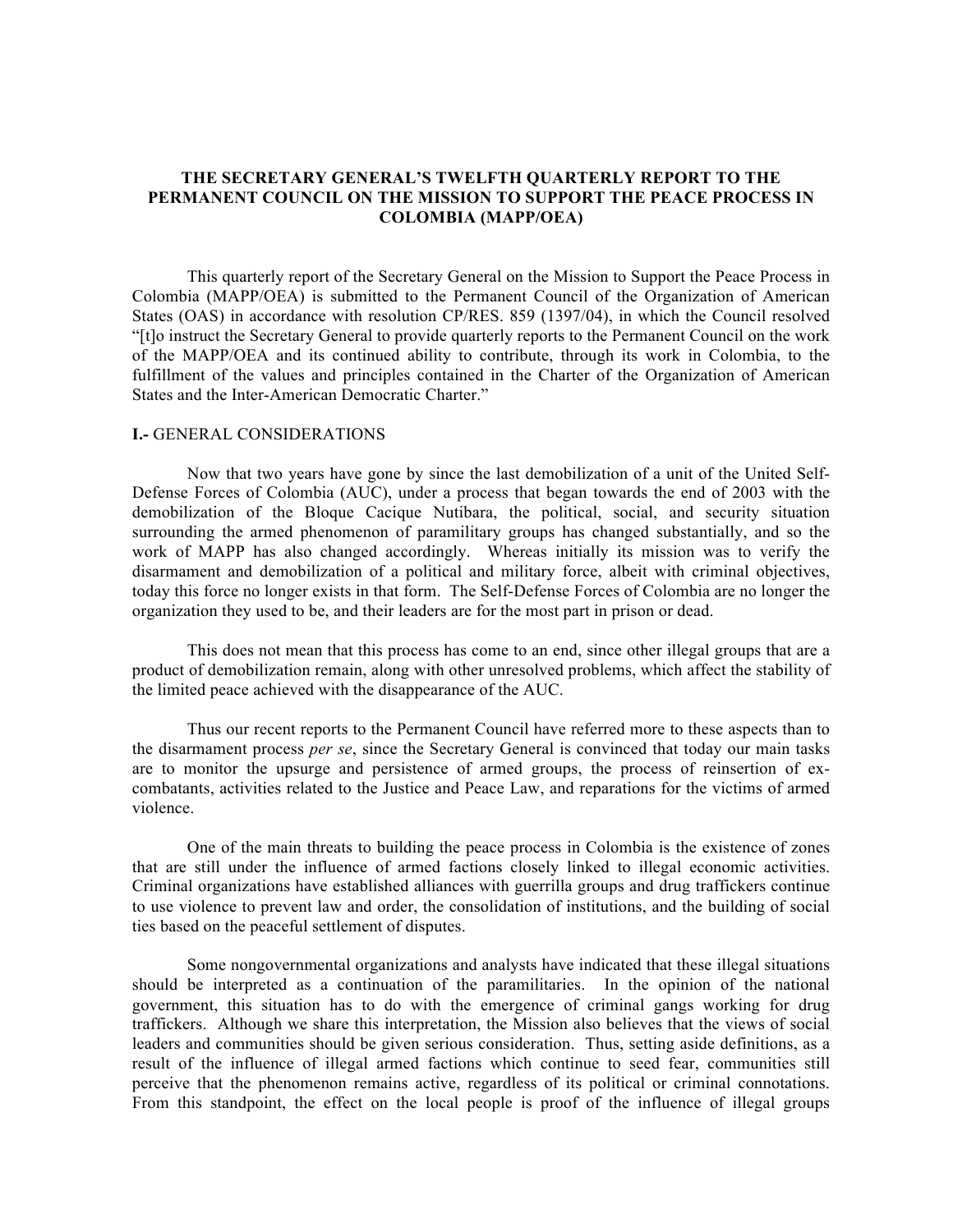## THE SECRETARY GENERAL'S TWELFTH QUARTERLY REPORT TO THE PERMANENT COUNCIL ON THE MISSION TO SUPPORT THE PEACE PROCESS IN COLOMBIA (MAPP/OEA)

This quarterly report of the Secretary General on the Mission to Support the Peace Process in Colombia (MAPP/OEA) is submitted to the Permanent Council of the Organization of American States (OAS) in accordance with resolution CP/RES. 859 (1397/04), in which the Council resolved "[t]o instruct the Secretary General to provide quarterly reports to the Permanent Council on the work of the MAPP/OEA and its continued ability to contribute, through its work in Colombia, to the fulfillment of the values and principles contained in the Charter of the Organization of American States and the Inter-American Democratic Charter."

**I.-** GENERAL CONSIDERATIONS

Now that two years have gone by since the last demobilization of a unit of the United Self-Defense Forces of Colombia (AUC), under a process that began towards the end of 2003 with the demobilization of the Bloque Cacique Nutibara, the political, social, and security situation surrounding the armed phenomenon of paramilitary groups has changed substantially, and so the work of MAPP has also changed accordingly. Whereas initially its mission was to verify the disarmament and demobilization of a political and military force, albeit with criminal objectives, today this force no longer exists in that form. The Self-Defense Forces of Colombia are no longer the organization they used to be, and their leaders are for the most part in prison or dead.

This does not mean that this process has come to an end, since other illegal groups that are a product of demobilization remain, along with other unresolved problems, which affect the stability of the limited peace achieved with the disappearance of the AUC.

Thus our recent reports to the Permanent Council have referred more to these aspects than to the disarmament process *per se*, since the Secretary General is convinced that today our main tasks are to monitor the upsurge and persistence of armed groups, the process of reinsertion of ex-combatants, activities related to the Justice and Peace Law, and reparations for the victims of armed violence.

One of the main threats to building the peace process in Colombia is the existence of zones that are still under the influence of armed factions closely linked to illegal economic activities. Criminal organizations have established alliances with guerrilla groups and drug traffickers continue to use violence to prevent law and order, the consolidation of institutions, and the building of social ties based on the peaceful settlement of disputes.

Some nongovernmental organizations and analysts have indicated that these illegal situations should be interpreted as a continuation of the paramilitaries. In the opinion of the national government, this situation has to do with the emergence of criminal gangs working for drug traffickers. Although we share this interpretation, the Mission also believes that the views of social leaders and communities should be given serious consideration. Thus, setting aside definitions, as a result of the influence of illegal armed factions which continue to seed fear, communities still perceive that the phenomenon remains active, regardless of its political or criminal connotations. From this standpoint, the effect on the local people is proof of the influence of illegal groups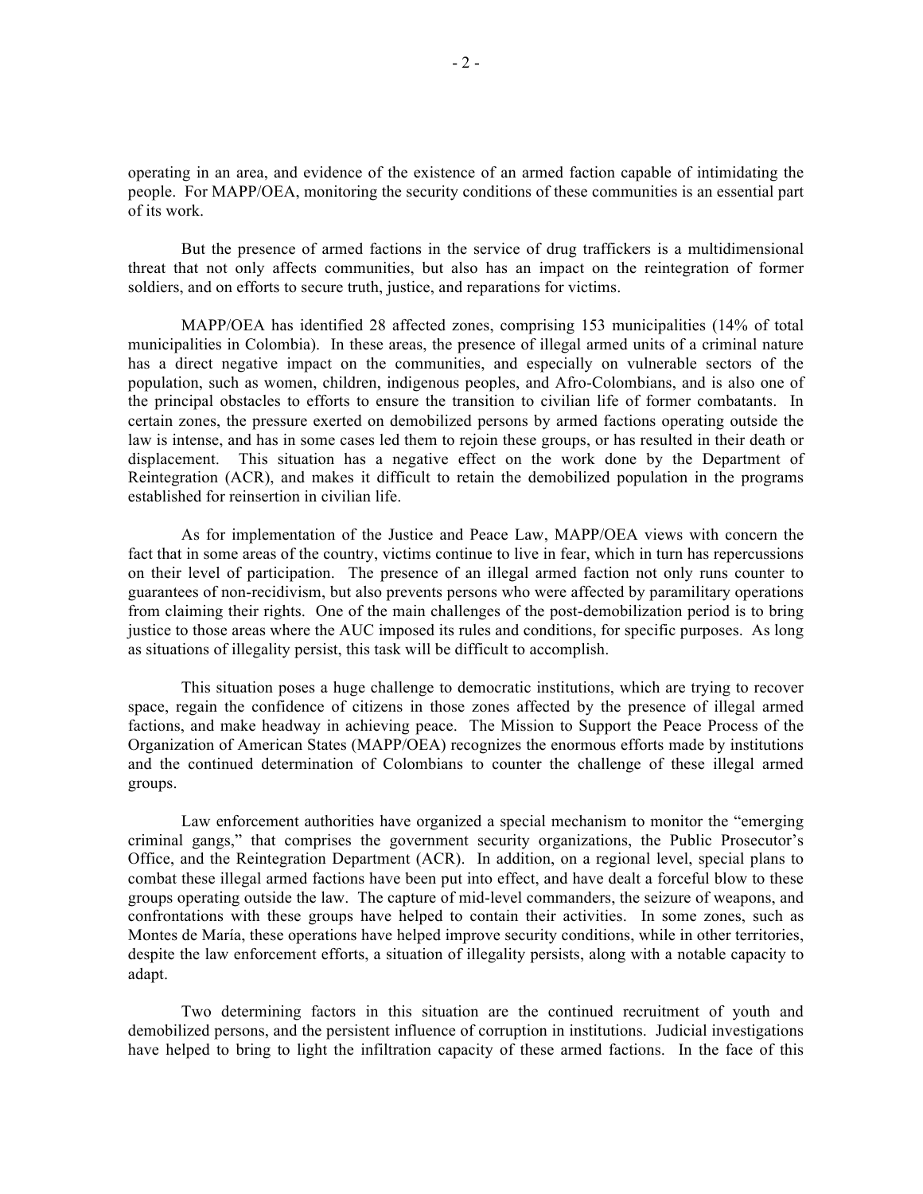operating in an area, and evidence of the existence of an armed faction capable of intimidating the people. For MAPP/OEA, monitoring the security conditions of these communities is an essential part of its work.

But the presence of armed factions in the service of drug traffickers is a multidimensional threat that not only affects communities, but also has an impact on the reintegration of former soldiers, and on efforts to secure truth, justice, and reparations for victims.

MAPP/OEA has identified 28 affected zones, comprising 153 municipalities (14% of total municipalities in Colombia). In these areas, the presence of illegal armed units of a criminal nature has a direct negative impact on the communities, and especially on vulnerable sectors of the population, such as women, children, indigenous peoples, and Afro-Colombians, and is also one of the principal obstacles to efforts to ensure the transition to civilian life of former combatants. In certain zones, the pressure exerted on demobilized persons by armed factions operating outside the law is intense, and has in some cases led them to rejoin these groups, or has resulted in their death or displacement. This situation has a negative effect on the work done by the Department of Reintegration (ACR), and makes it difficult to retain the demobilized population in the programs established for reinsertion in civilian life.

As for implementation of the Justice and Peace Law, MAPP/OEA views with concern the fact that in some areas of the country, victims continue to live in fear, which in turn has repercussions on their level of participation. The presence of an illegal armed faction not only runs counter to guarantees of non-recidivism, but also prevents persons who were affected by paramilitary operations from claiming their rights. One of the main challenges of the post-demobilization period is to bring justice to those areas where the AUC imposed its rules and conditions, for specific purposes. As long as situations of illegality persist, this task will be difficult to accomplish.

This situation poses a huge challenge to democratic institutions, which are trying to recover space, regain the confidence of citizens in those zones affected by the presence of illegal armed factions, and make headway in achieving peace. The Mission to Support the Peace Process of the Organization of American States (MAPP/OEA) recognizes the enormous efforts made by institutions and the continued determination of Colombians to counter the challenge of these illegal armed groups.

Law enforcement authorities have organized a special mechanism to monitor the "emerging criminal gangs," that comprises the government security organizations, the Public Prosecutor's Office, and the Reintegration Department (ACR). In addition, on a regional level, special plans to combat these illegal armed factions have been put into effect, and have dealt a forceful blow to these groups operating outside the law. The capture of mid-level commanders, the seizure of weapons, and confrontations with these groups have helped to contain their activities. In some zones, such as Montes de María, these operations have helped improve security conditions, while in other territories, despite the law enforcement efforts, a situation of illegality persists, along with a notable capacity to adapt.

Two determining factors in this situation are the continued recruitment of youth and demobilized persons, and the persistent influence of corruption in institutions. Judicial investigations have helped to bring to light the infiltration capacity of these armed factions. In the face of this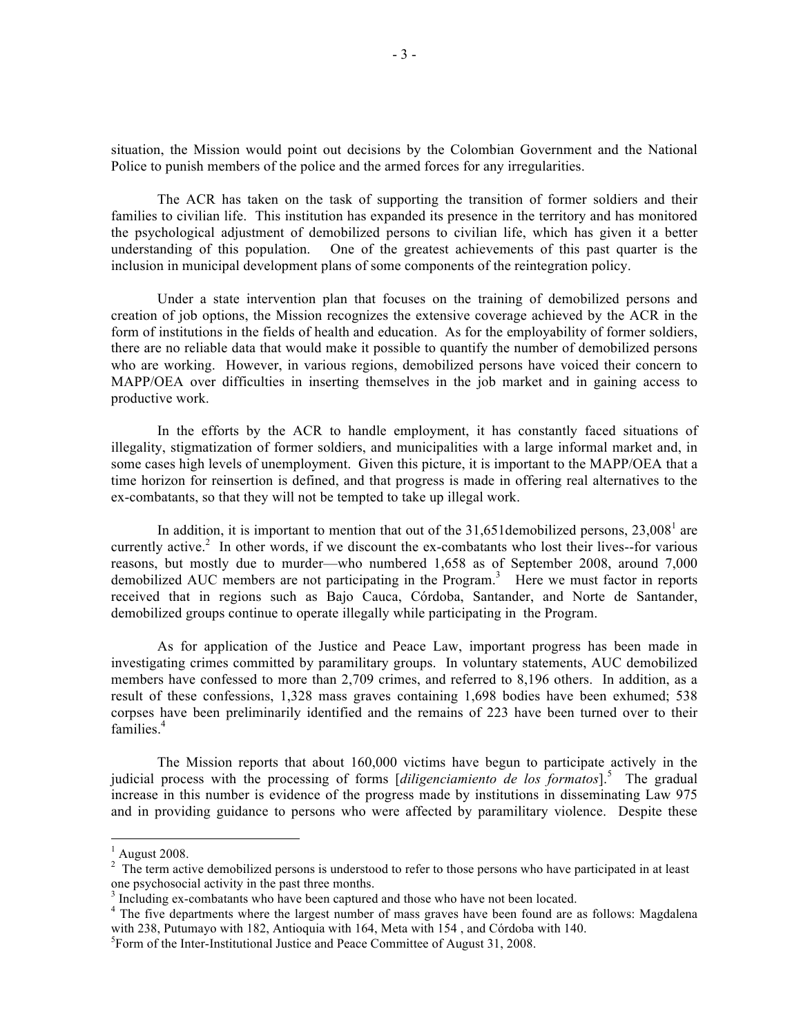situation, the Mission would point out decisions by the Colombian Government and the National Police to punish members of the police and the armed forces for any irregularities.

The ACR has taken on the task of supporting the transition of former soldiers and their families to civilian life. This institution has expanded its presence in the territory and has monitored the psychological adjustment of demobilized persons to civilian life, which has given it a better understanding of this population. One of the greatest achievements of this past quarter is the inclusion in municipal development plans of some components of the reintegration policy.

Under a state intervention plan that focuses on the training of demobilized persons and creation of job options, the Mission recognizes the extensive coverage achieved by the ACR in the form of institutions in the fields of health and education. As for the employability of former soldiers, there are no reliable data that would make it possible to quantify the number of demobilized persons who are working. However, in various regions, demobilized persons have voiced their concern to MAPP/OEA over difficulties in inserting themselves in the job market and in gaining access to productive work.

In the efforts by the ACR to handle employment, it has constantly faced situations of illegality, stigmatization of former soldiers, and municipalities with a large informal market and, in some cases high levels of unemployment. Given this picture, it is important to the MAPP/OEA that a time horizon for reinsertion is defined, and that progress is made in offering real alternatives to the ex-combatants, so that they will not be tempted to take up illegal work.

In addition, it is important to mention that out of the 31,651demobilized persons, 23,008[1] are currently active.[2] In other words, if we discount the ex-combatants who lost their lives--for various reasons, but mostly due to murder—who numbered 1,658 as of September 2008, around 7,000 demobilized AUC members are not participating in the Program.[3] Here we must factor in reports received that in regions such as Bajo Cauca, Córdoba, Santander, and Norte de Santander, demobilized groups continue to operate illegally while participating in the Program.

As for application of the Justice and Peace Law, important progress has been made in investigating crimes committed by paramilitary groups. In voluntary statements, AUC demobilized members have confessed to more than 2,709 crimes, and referred to 8,196 others. In addition, as a result of these confessions, 1,328 mass graves containing 1,698 bodies have been exhumed; 538 corpses have been preliminarily identified and the remains of 223 have been turned over to their families.[4]

The Mission reports that about 160,000 victims have begun to participate actively in the judicial process with the processing of forms [*diligenciamiento de los formatos*].[5] The gradual increase in this number is evidence of the progress made by institutions in disseminating Law 975 and in providing guidance to persons who were affected by paramilitary violence. Despite these

[1] August 2008.

[2] The term active demobilized persons is understood to refer to those persons who have participated in at least one psychosocial activity in the past three months.

[3] Including ex-combatants who have been captured and those who have not been located.

[4] The five departments where the largest number of mass graves have been found are as follows: Magdalena with 238, Putumayo with 182, Antioquia with 164, Meta with 154 , and Córdoba with 140.

[5] Form of the Inter-Institutional Justice and Peace Committee of August 31, 2008.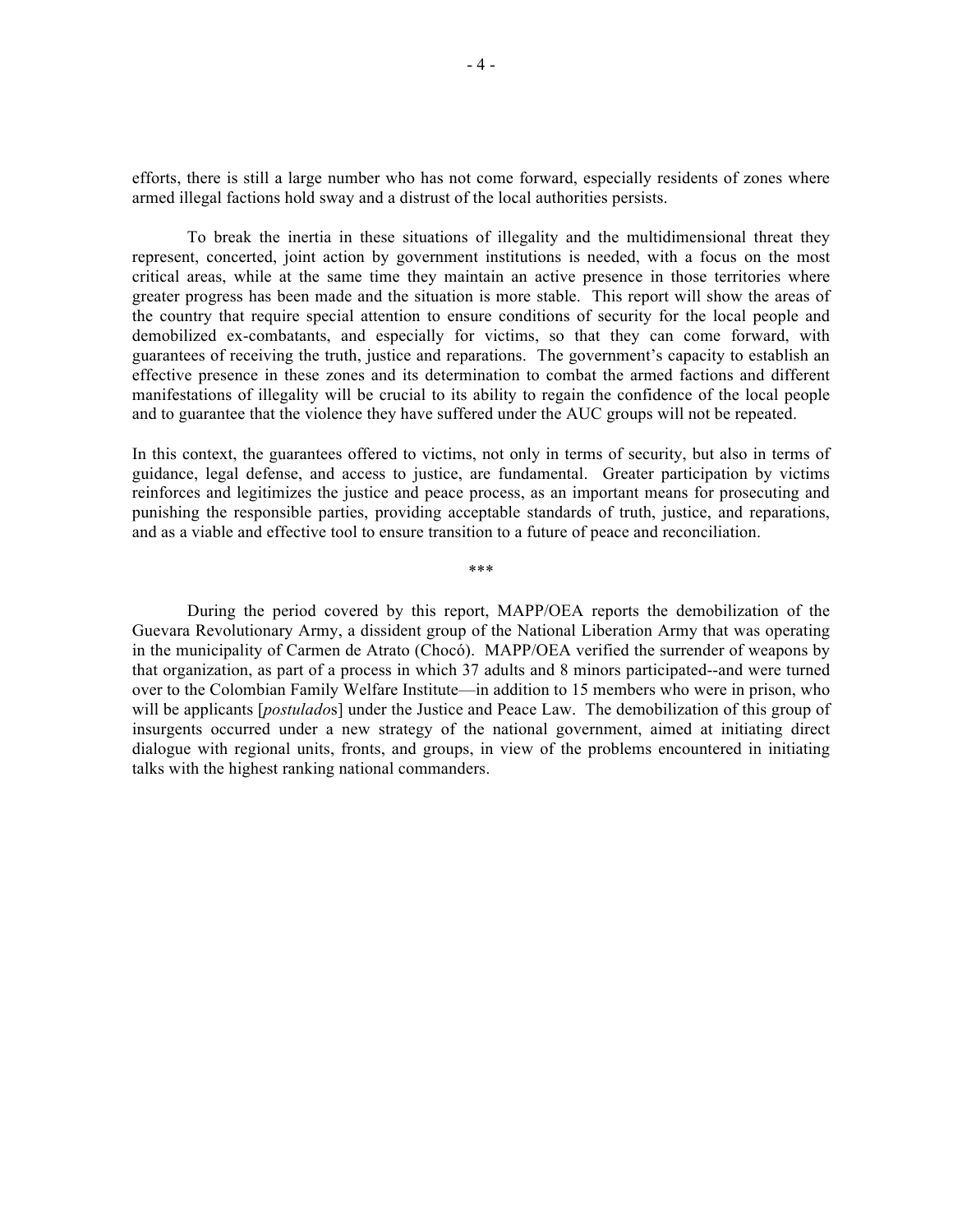efforts, there is still a large number who has not come forward, especially residents of zones where armed illegal factions hold sway and a distrust of the local authorities persists.

To break the inertia in these situations of illegality and the multidimensional threat they represent, concerted, joint action by government institutions is needed, with a focus on the most critical areas, while at the same time they maintain an active presence in those territories where greater progress has been made and the situation is more stable. This report will show the areas of the country that require special attention to ensure conditions of security for the local people and demobilized ex-combatants, and especially for victims, so that they can come forward, with guarantees of receiving the truth, justice and reparations. The government's capacity to establish an effective presence in these zones and its determination to combat the armed factions and different manifestations of illegality will be crucial to its ability to regain the confidence of the local people and to guarantee that the violence they have suffered under the AUC groups will not be repeated.

In this context, the guarantees offered to victims, not only in terms of security, but also in terms of guidance, legal defense, and access to justice, are fundamental. Greater participation by victims reinforces and legitimizes the justice and peace process, as an important means for prosecuting and punishing the responsible parties, providing acceptable standards of truth, justice, and reparations, and as a viable and effective tool to ensure transition to a future of peace and reconciliation.

***

During the period covered by this report, MAPP/OEA reports the demobilization of the Guevara Revolutionary Army, a dissident group of the National Liberation Army that was operating in the municipality of Carmen de Atrato (Chocó). MAPP/OEA verified the surrender of weapons by that organization, as part of a process in which 37 adults and 8 minors participated--and were turned over to the Colombian Family Welfare Institute—in addition to 15 members who were in prison, who will be applicants [*postulado*s] under the Justice and Peace Law. The demobilization of this group of insurgents occurred under a new strategy of the national government, aimed at initiating direct dialogue with regional units, fronts, and groups, in view of the problems encountered in initiating talks with the highest ranking national commanders.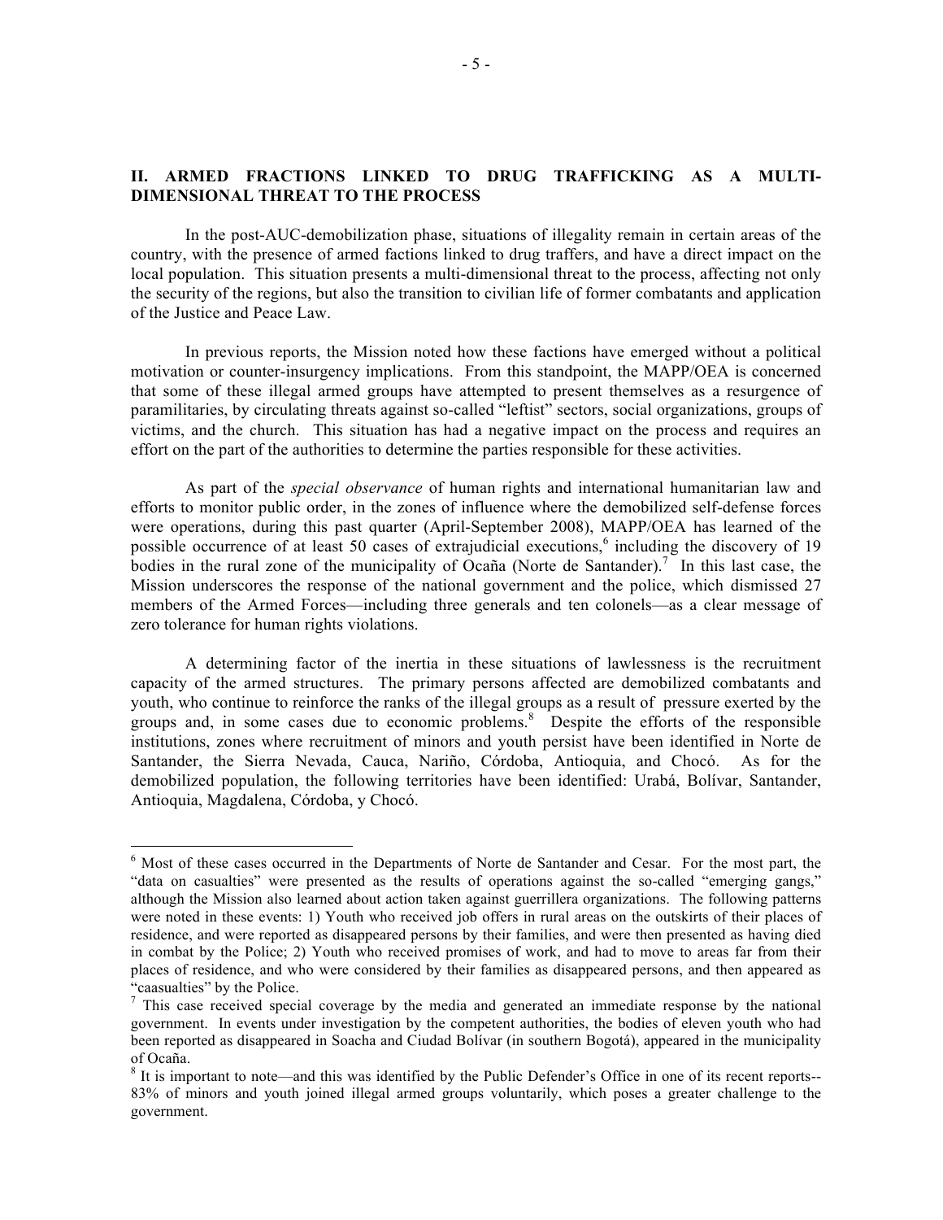## II. ARMED FRACTIONS LINKED TO DRUG TRAFFICKING AS A MULTI-DIMENSIONAL THREAT TO THE PROCESS

In the post-AUC-demobilization phase, situations of illegality remain in certain areas of the country, with the presence of armed factions linked to drug traffers, and have a direct impact on the local population. This situation presents a multi-dimensional threat to the process, affecting not only the security of the regions, but also the transition to civilian life of former combatants and application of the Justice and Peace Law.

In previous reports, the Mission noted how these factions have emerged without a political motivation or counter-insurgency implications. From this standpoint, the MAPP/OEA is concerned that some of these illegal armed groups have attempted to present themselves as a resurgence of paramilitaries, by circulating threats against so-called "leftist" sectors, social organizations, groups of victims, and the church. This situation has had a negative impact on the process and requires an effort on the part of the authorities to determine the parties responsible for these activities.

As part of the *special observance* of human rights and international humanitarian law and efforts to monitor public order, in the zones of influence where the demobilized self-defense forces were operations, during this past quarter (April-September 2008), MAPP/OEA has learned of the possible occurrence of at least 50 cases of extrajudicial executions,[6] including the discovery of 19 bodies in the rural zone of the municipality of Ocaña (Norte de Santander).[7] In this last case, the Mission underscores the response of the national government and the police, which dismissed 27 members of the Armed Forces—including three generals and ten colonels—as a clear message of zero tolerance for human rights violations.

A determining factor of the inertia in these situations of lawlessness is the recruitment capacity of the armed structures. The primary persons affected are demobilized combatants and youth, who continue to reinforce the ranks of the illegal groups as a result of pressure exerted by the groups and, in some cases due to economic problems.[8] Despite the efforts of the responsible institutions, zones where recruitment of minors and youth persist have been identified in Norte de Santander, the Sierra Nevada, Cauca, Nariño, Córdoba, Antioquia, and Chocó. As for the demobilized population, the following territories have been identified: Urabá, Bolívar, Santander, Antioquia, Magdalena, Córdoba, y Chocó.

---

[6] Most of these cases occurred in the Departments of Norte de Santander and Cesar. For the most part, the "data on casualties" were presented as the results of operations against the so-called "emerging gangs," although the Mission also learned about action taken against guerrillera organizations. The following patterns were noted in these events: 1) Youth who received job offers in rural areas on the outskirts of their places of residence, and were reported as disappeared persons by their families, and were then presented as having died in combat by the Police; 2) Youth who received promises of work, and had to move to areas far from their places of residence, and who were considered by their families as disappeared persons, and then appeared as "caasualties" by the Police.

[7] This case received special coverage by the media and generated an immediate response by the national government. In events under investigation by the competent authorities, the bodies of eleven youth who had been reported as disappeared in Soacha and Ciudad Bolívar (in southern Bogotá), appeared in the municipality of Ocaña.

[8] It is important to note—and this was identified by the Public Defender's Office in one of its recent reports-- 83% of minors and youth joined illegal armed groups voluntarily, which poses a greater challenge to the government.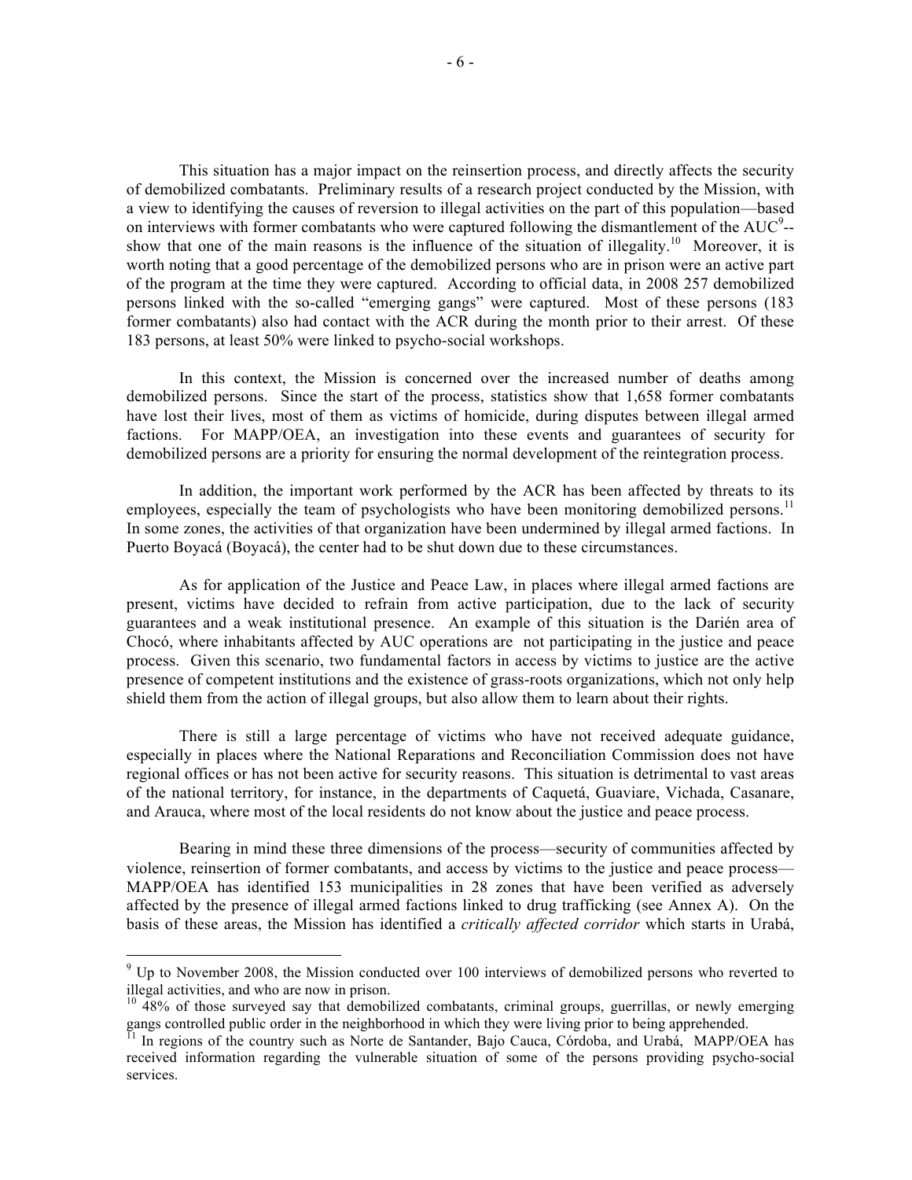This situation has a major impact on the reinsertion process, and directly affects the security of demobilized combatants. Preliminary results of a research project conducted by the Mission, with a view to identifying the causes of reversion to illegal activities on the part of this population—based on interviews with former combatants who were captured following the dismantlement of the AUC[9]--show that one of the main reasons is the influence of the situation of illegality.[10] Moreover, it is worth noting that a good percentage of the demobilized persons who are in prison were an active part of the program at the time they were captured. According to official data, in 2008 257 demobilized persons linked with the so-called "emerging gangs" were captured. Most of these persons (183 former combatants) also had contact with the ACR during the month prior to their arrest. Of these 183 persons, at least 50% were linked to psycho-social workshops.

In this context, the Mission is concerned over the increased number of deaths among demobilized persons. Since the start of the process, statistics show that 1,658 former combatants have lost their lives, most of them as victims of homicide, during disputes between illegal armed factions. For MAPP/OEA, an investigation into these events and guarantees of security for demobilized persons are a priority for ensuring the normal development of the reintegration process.

In addition, the important work performed by the ACR has been affected by threats to its employees, especially the team of psychologists who have been monitoring demobilized persons.[11] In some zones, the activities of that organization have been undermined by illegal armed factions. In Puerto Boyacá (Boyacá), the center had to be shut down due to these circumstances.

As for application of the Justice and Peace Law, in places where illegal armed factions are present, victims have decided to refrain from active participation, due to the lack of security guarantees and a weak institutional presence. An example of this situation is the Darién area of Chocó, where inhabitants affected by AUC operations are not participating in the justice and peace process. Given this scenario, two fundamental factors in access by victims to justice are the active presence of competent institutions and the existence of grass-roots organizations, which not only help shield them from the action of illegal groups, but also allow them to learn about their rights.

There is still a large percentage of victims who have not received adequate guidance, especially in places where the National Reparations and Reconciliation Commission does not have regional offices or has not been active for security reasons. This situation is detrimental to vast areas of the national territory, for instance, in the departments of Caquetá, Guaviare, Vichada, Casanare, and Arauca, where most of the local residents do not know about the justice and peace process.

Bearing in mind these three dimensions of the process—security of communities affected by violence, reinsertion of former combatants, and access by victims to the justice and peace process—MAPP/OEA has identified 153 municipalities in 28 zones that have been verified as adversely affected by the presence of illegal armed factions linked to drug trafficking (see Annex A). On the basis of these areas, the Mission has identified a *critically affected corridor* which starts in Urabá,

[9] Up to November 2008, the Mission conducted over 100 interviews of demobilized persons who reverted to illegal activities, and who are now in prison.

[10] 48% of those surveyed say that demobilized combatants, criminal groups, guerrillas, or newly emerging gangs controlled public order in the neighborhood in which they were living prior to being apprehended.

[11] In regions of the country such as Norte de Santander, Bajo Cauca, Córdoba, and Urabá, MAPP/OEA has received information regarding the vulnerable situation of some of the persons providing psycho-social services.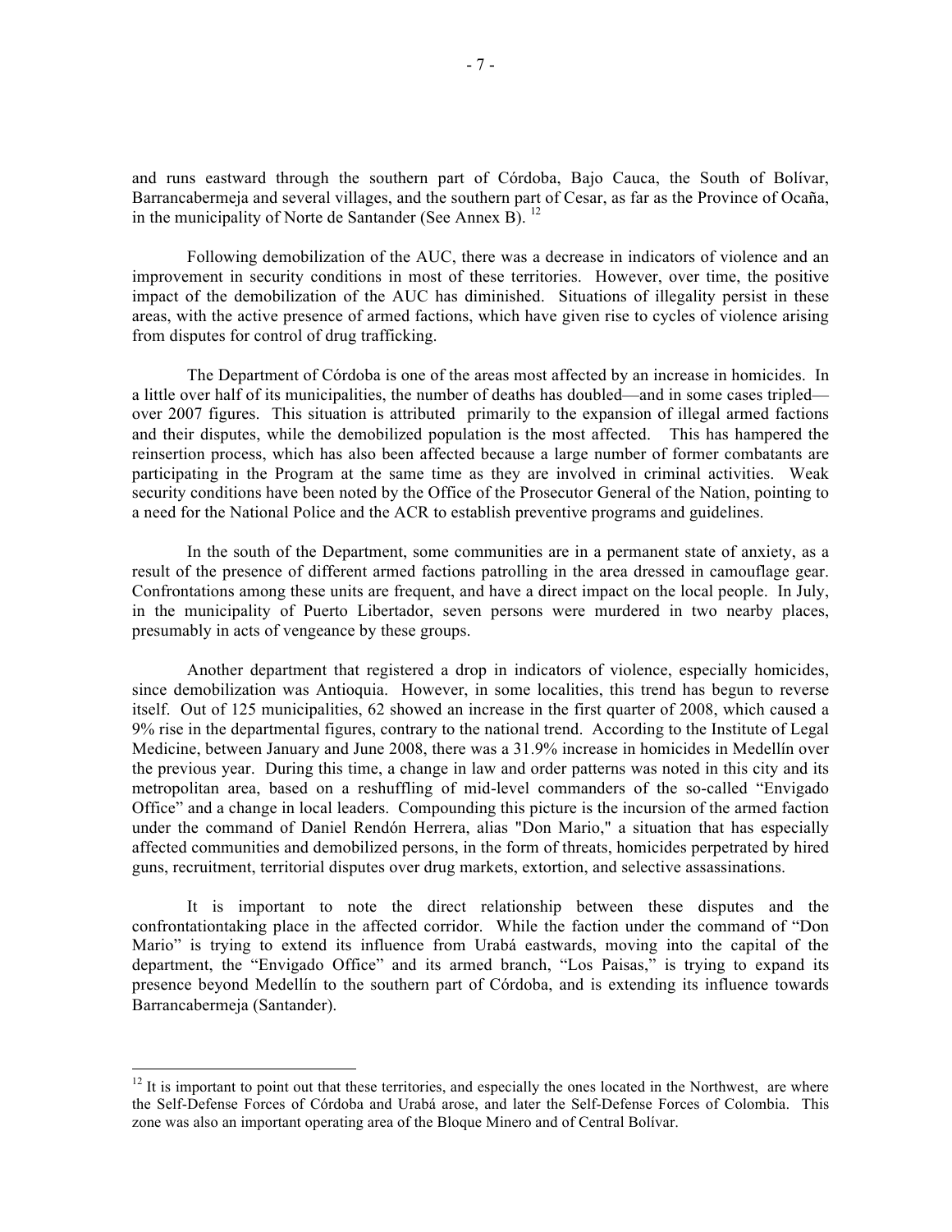and runs eastward through the southern part of Córdoba, Bajo Cauca, the South of Bolívar, Barrancabermeja and several villages, and the southern part of Cesar, as far as the Province of Ocaña, in the municipality of Norte de Santander (See Annex B). [12]

Following demobilization of the AUC, there was a decrease in indicators of violence and an improvement in security conditions in most of these territories. However, over time, the positive impact of the demobilization of the AUC has diminished. Situations of illegality persist in these areas, with the active presence of armed factions, which have given rise to cycles of violence arising from disputes for control of drug trafficking.

The Department of Córdoba is one of the areas most affected by an increase in homicides. In a little over half of its municipalities, the number of deaths has doubled—and in some cases tripled—over 2007 figures. This situation is attributed primarily to the expansion of illegal armed factions and their disputes, while the demobilized population is the most affected. This has hampered the reinsertion process, which has also been affected because a large number of former combatants are participating in the Program at the same time as they are involved in criminal activities. Weak security conditions have been noted by the Office of the Prosecutor General of the Nation, pointing to a need for the National Police and the ACR to establish preventive programs and guidelines.

In the south of the Department, some communities are in a permanent state of anxiety, as a result of the presence of different armed factions patrolling in the area dressed in camouflage gear. Confrontations among these units are frequent, and have a direct impact on the local people. In July, in the municipality of Puerto Libertador, seven persons were murdered in two nearby places, presumably in acts of vengeance by these groups.

Another department that registered a drop in indicators of violence, especially homicides, since demobilization was Antioquia. However, in some localities, this trend has begun to reverse itself. Out of 125 municipalities, 62 showed an increase in the first quarter of 2008, which caused a 9% rise in the departmental figures, contrary to the national trend. According to the Institute of Legal Medicine, between January and June 2008, there was a 31.9% increase in homicides in Medellín over the previous year. During this time, a change in law and order patterns was noted in this city and its metropolitan area, based on a reshuffling of mid-level commanders of the so-called "Envigado Office" and a change in local leaders. Compounding this picture is the incursion of the armed faction under the command of Daniel Rendón Herrera, alias "Don Mario," a situation that has especially affected communities and demobilized persons, in the form of threats, homicides perpetrated by hired guns, recruitment, territorial disputes over drug markets, extortion, and selective assassinations.

It is important to note the direct relationship between these disputes and the confrontationtaking place in the affected corridor. While the faction under the command of "Don Mario" is trying to extend its influence from Urabá eastwards, moving into the capital of the department, the "Envigado Office" and its armed branch, "Los Paisas," is trying to expand its presence beyond Medellín to the southern part of Córdoba, and is extending its influence towards Barrancabermeja (Santander).

---

[12] It is important to point out that these territories, and especially the ones located in the Northwest, are where the Self-Defense Forces of Córdoba and Urabá arose, and later the Self-Defense Forces of Colombia. This zone was also an important operating area of the Bloque Minero and of Central Bolívar.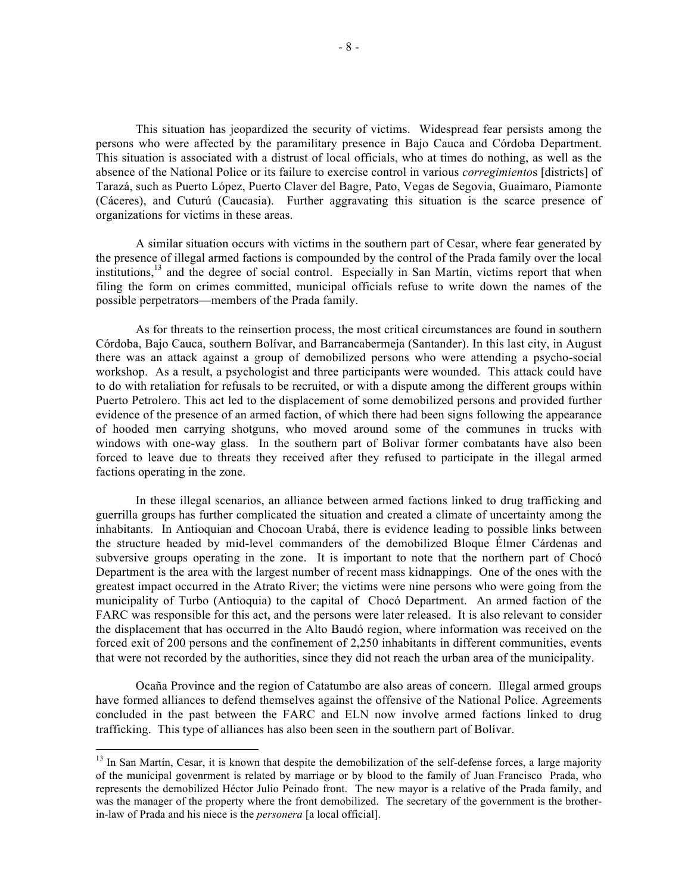This situation has jeopardized the security of victims. Widespread fear persists among the persons who were affected by the paramilitary presence in Bajo Cauca and Córdoba Department. This situation is associated with a distrust of local officials, who at times do nothing, as well as the absence of the National Police or its failure to exercise control in various *corregimiento*s [districts] of Tarazá, such as Puerto López, Puerto Claver del Bagre, Pato, Vegas de Segovia, Guaimaro, Piamonte (Cáceres), and Cuturú (Caucasia). Further aggravating this situation is the scarce presence of organizations for victims in these areas.

A similar situation occurs with victims in the southern part of Cesar, where fear generated by the presence of illegal armed factions is compounded by the control of the Prada family over the local institutions,[13] and the degree of social control. Especially in San Martín, victims report that when filing the form on crimes committed, municipal officials refuse to write down the names of the possible perpetrators—members of the Prada family.

As for threats to the reinsertion process, the most critical circumstances are found in southern Córdoba, Bajo Cauca, southern Bolívar, and Barrancabermeja (Santander). In this last city, in August there was an attack against a group of demobilized persons who were attending a psycho-social workshop. As a result, a psychologist and three participants were wounded. This attack could have to do with retaliation for refusals to be recruited, or with a dispute among the different groups within Puerto Petrolero. This act led to the displacement of some demobilized persons and provided further evidence of the presence of an armed faction, of which there had been signs following the appearance of hooded men carrying shotguns, who moved around some of the communes in trucks with windows with one-way glass. In the southern part of Bolivar former combatants have also been forced to leave due to threats they received after they refused to participate in the illegal armed factions operating in the zone.

In these illegal scenarios, an alliance between armed factions linked to drug trafficking and guerrilla groups has further complicated the situation and created a climate of uncertainty among the inhabitants. In Antioquian and Chocoan Urabá, there is evidence leading to possible links between the structure headed by mid-level commanders of the demobilized Bloque Élmer Cárdenas and subversive groups operating in the zone. It is important to note that the northern part of Chocó Department is the area with the largest number of recent mass kidnappings. One of the ones with the greatest impact occurred in the Atrato River; the victims were nine persons who were going from the municipality of Turbo (Antioquia) to the capital of Chocó Department. An armed faction of the FARC was responsible for this act, and the persons were later released. It is also relevant to consider the displacement that has occurred in the Alto Baudó region, where information was received on the forced exit of 200 persons and the confinement of 2,250 inhabitants in different communities, events that were not recorded by the authorities, since they did not reach the urban area of the municipality.

Ocaña Province and the region of Catatumbo are also areas of concern. Illegal armed groups have formed alliances to defend themselves against the offensive of the National Police. Agreements concluded in the past between the FARC and ELN now involve armed factions linked to drug trafficking. This type of alliances has also been seen in the southern part of Bolívar.

[13] In San Martín, Cesar, it is known that despite the demobilization of the self-defense forces, a large majority of the municipal govenrment is related by marriage or by blood to the family of Juan Francisco Prada, who represents the demobilized Héctor Julio Peinado front. The new mayor is a relative of the Prada family, and was the manager of the property where the front demobilized. The secretary of the government is the brother-in-law of Prada and his niece is the *personera* [a local official].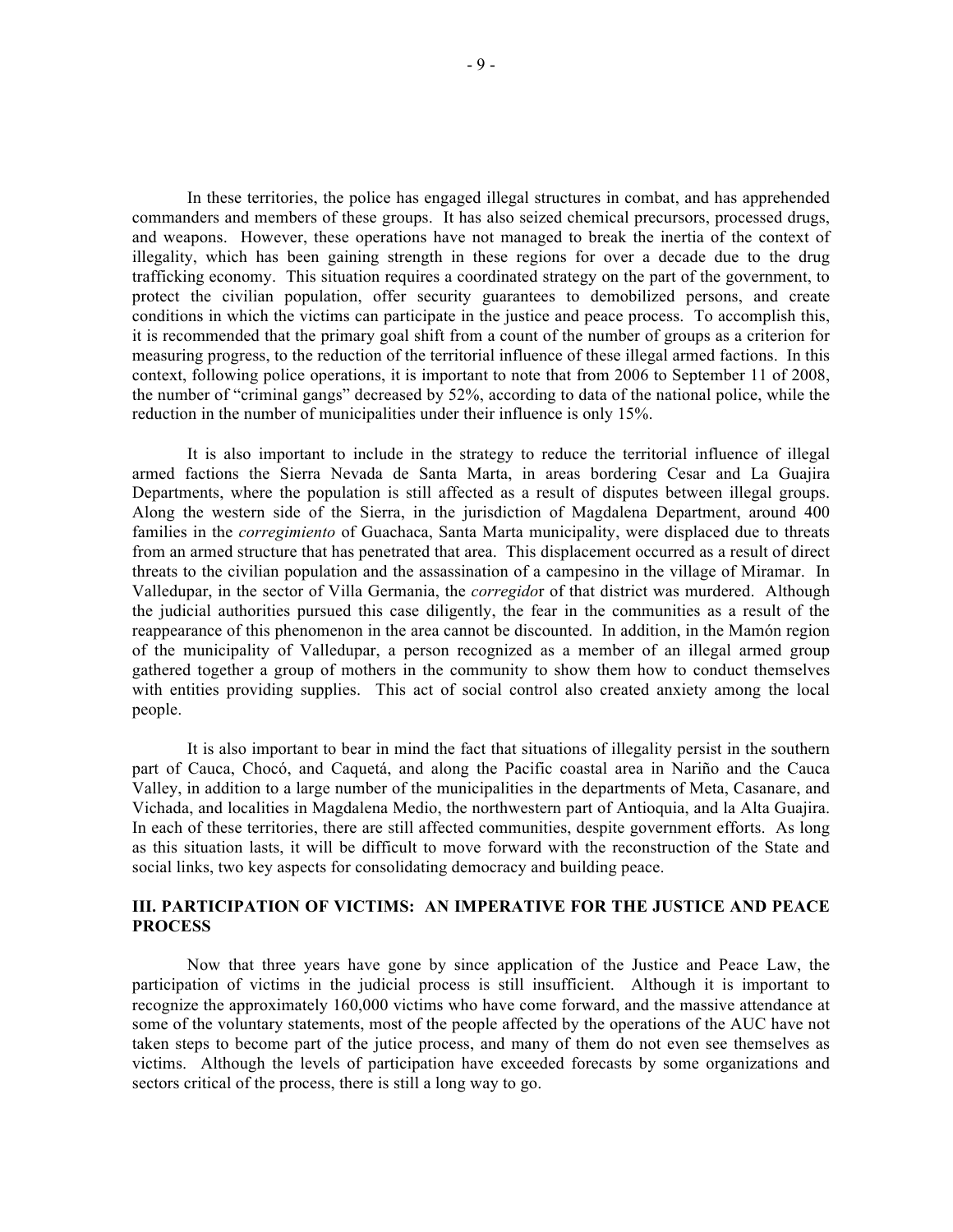In these territories, the police has engaged illegal structures in combat, and has apprehended commanders and members of these groups. It has also seized chemical precursors, processed drugs, and weapons. However, these operations have not managed to break the inertia of the context of illegality, which has been gaining strength in these regions for over a decade due to the drug trafficking economy. This situation requires a coordinated strategy on the part of the government, to protect the civilian population, offer security guarantees to demobilized persons, and create conditions in which the victims can participate in the justice and peace process. To accomplish this, it is recommended that the primary goal shift from a count of the number of groups as a criterion for measuring progress, to the reduction of the territorial influence of these illegal armed factions. In this context, following police operations, it is important to note that from 2006 to September 11 of 2008, the number of "criminal gangs" decreased by 52%, according to data of the national police, while the reduction in the number of municipalities under their influence is only 15%.

It is also important to include in the strategy to reduce the territorial influence of illegal armed factions the Sierra Nevada de Santa Marta, in areas bordering Cesar and La Guajira Departments, where the population is still affected as a result of disputes between illegal groups. Along the western side of the Sierra, in the jurisdiction of Magdalena Department, around 400 families in the *corregimiento* of Guachaca, Santa Marta municipality, were displaced due to threats from an armed structure that has penetrated that area. This displacement occurred as a result of direct threats to the civilian population and the assassination of a campesino in the village of Miramar. In Valledupar, in the sector of Villa Germania, the *corregido*r of that district was murdered. Although the judicial authorities pursued this case diligently, the fear in the communities as a result of the reappearance of this phenomenon in the area cannot be discounted. In addition, in the Mamón region of the municipality of Valledupar, a person recognized as a member of an illegal armed group gathered together a group of mothers in the community to show them how to conduct themselves with entities providing supplies. This act of social control also created anxiety among the local people.

It is also important to bear in mind the fact that situations of illegality persist in the southern part of Cauca, Chocó, and Caquetá, and along the Pacific coastal area in Nariño and the Cauca Valley, in addition to a large number of the municipalities in the departments of Meta, Casanare, and Vichada, and localities in Magdalena Medio, the northwestern part of Antioquia, and la Alta Guajira. In each of these territories, there are still affected communities, despite government efforts. As long as this situation lasts, it will be difficult to move forward with the reconstruction of the State and social links, two key aspects for consolidating democracy and building peace.

## III. PARTICIPATION OF VICTIMS: AN IMPERATIVE FOR THE JUSTICE AND PEACE PROCESS

Now that three years have gone by since application of the Justice and Peace Law, the participation of victims in the judicial process is still insufficient. Although it is important to recognize the approximately 160,000 victims who have come forward, and the massive attendance at some of the voluntary statements, most of the people affected by the operations of the AUC have not taken steps to become part of the jutice process, and many of them do not even see themselves as victims. Although the levels of participation have exceeded forecasts by some organizations and sectors critical of the process, there is still a long way to go.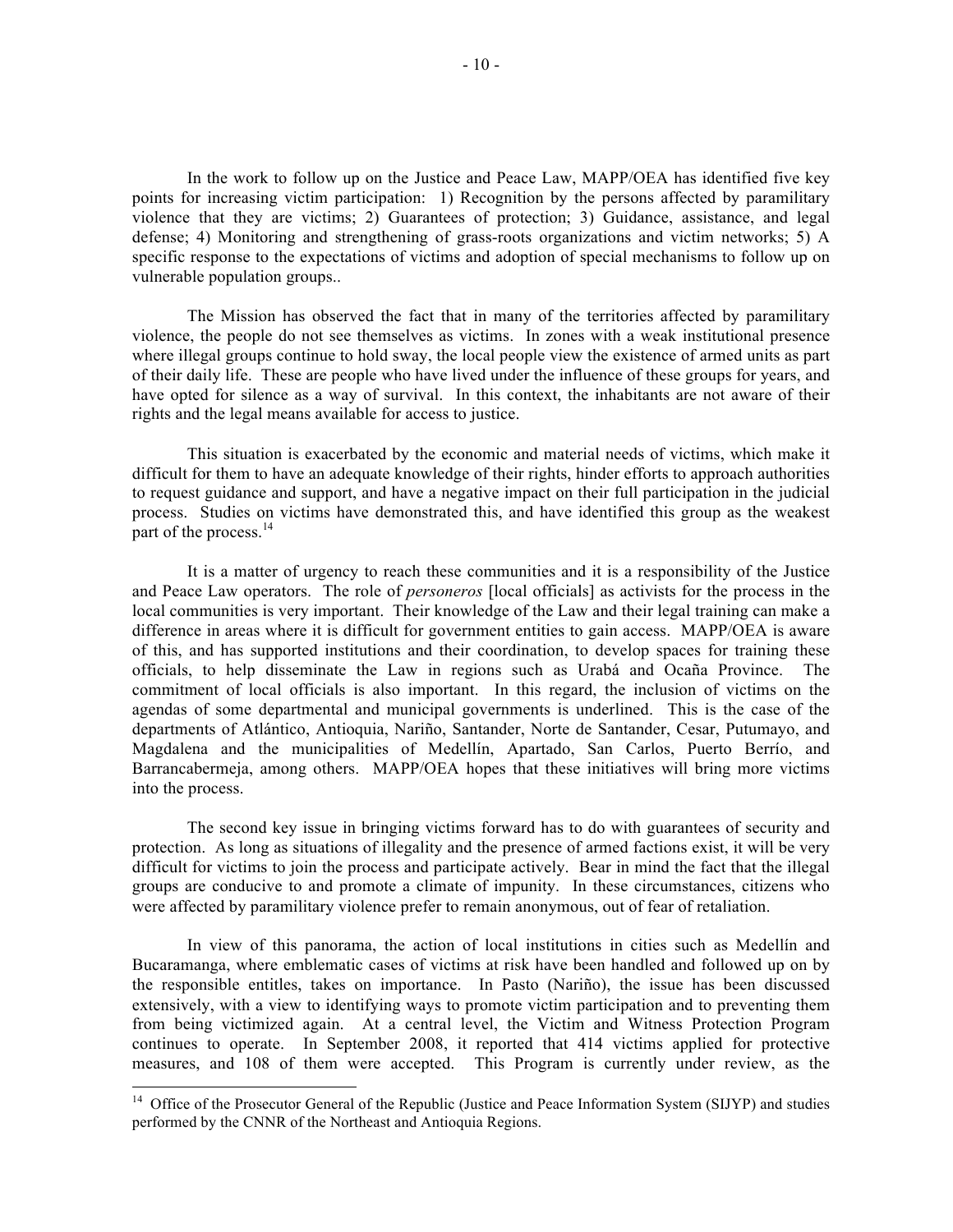In the work to follow up on the Justice and Peace Law, MAPP/OEA has identified five key points for increasing victim participation: 1) Recognition by the persons affected by paramilitary violence that they are victims; 2) Guarantees of protection; 3) Guidance, assistance, and legal defense; 4) Monitoring and strengthening of grass-roots organizations and victim networks; 5) A specific response to the expectations of victims and adoption of special mechanisms to follow up on vulnerable population groups..

The Mission has observed the fact that in many of the territories affected by paramilitary violence, the people do not see themselves as victims. In zones with a weak institutional presence where illegal groups continue to hold sway, the local people view the existence of armed units as part of their daily life. These are people who have lived under the influence of these groups for years, and have opted for silence as a way of survival. In this context, the inhabitants are not aware of their rights and the legal means available for access to justice.

This situation is exacerbated by the economic and material needs of victims, which make it difficult for them to have an adequate knowledge of their rights, hinder efforts to approach authorities to request guidance and support, and have a negative impact on their full participation in the judicial process. Studies on victims have demonstrated this, and have identified this group as the weakest part of the process.[14]

It is a matter of urgency to reach these communities and it is a responsibility of the Justice and Peace Law operators. The role of *personeros* [local officials] as activists for the process in the local communities is very important. Their knowledge of the Law and their legal training can make a difference in areas where it is difficult for government entities to gain access. MAPP/OEA is aware of this, and has supported institutions and their coordination, to develop spaces for training these officials, to help disseminate the Law in regions such as Urabá and Ocaña Province. The commitment of local officials is also important. In this regard, the inclusion of victims on the agendas of some departmental and municipal governments is underlined. This is the case of the departments of Atlántico, Antioquia, Nariño, Santander, Norte de Santander, Cesar, Putumayo, and Magdalena and the municipalities of Medellín, Apartado, San Carlos, Puerto Berrío, and Barrancabermeja, among others. MAPP/OEA hopes that these initiatives will bring more victims into the process.

The second key issue in bringing victims forward has to do with guarantees of security and protection. As long as situations of illegality and the presence of armed factions exist, it will be very difficult for victims to join the process and participate actively. Bear in mind the fact that the illegal groups are conducive to and promote a climate of impunity. In these circumstances, citizens who were affected by paramilitary violence prefer to remain anonymous, out of fear of retaliation.

In view of this panorama, the action of local institutions in cities such as Medellín and Bucaramanga, where emblematic cases of victims at risk have been handled and followed up on by the responsible entitles, takes on importance. In Pasto (Nariño), the issue has been discussed extensively, with a view to identifying ways to promote victim participation and to preventing them from being victimized again. At a central level, the Victim and Witness Protection Program continues to operate. In September 2008, it reported that 414 victims applied for protective measures, and 108 of them were accepted. This Program is currently under review, as the

[14] Office of the Prosecutor General of the Republic (Justice and Peace Information System (SIJYP) and studies performed by the CNNR of the Northeast and Antioquia Regions.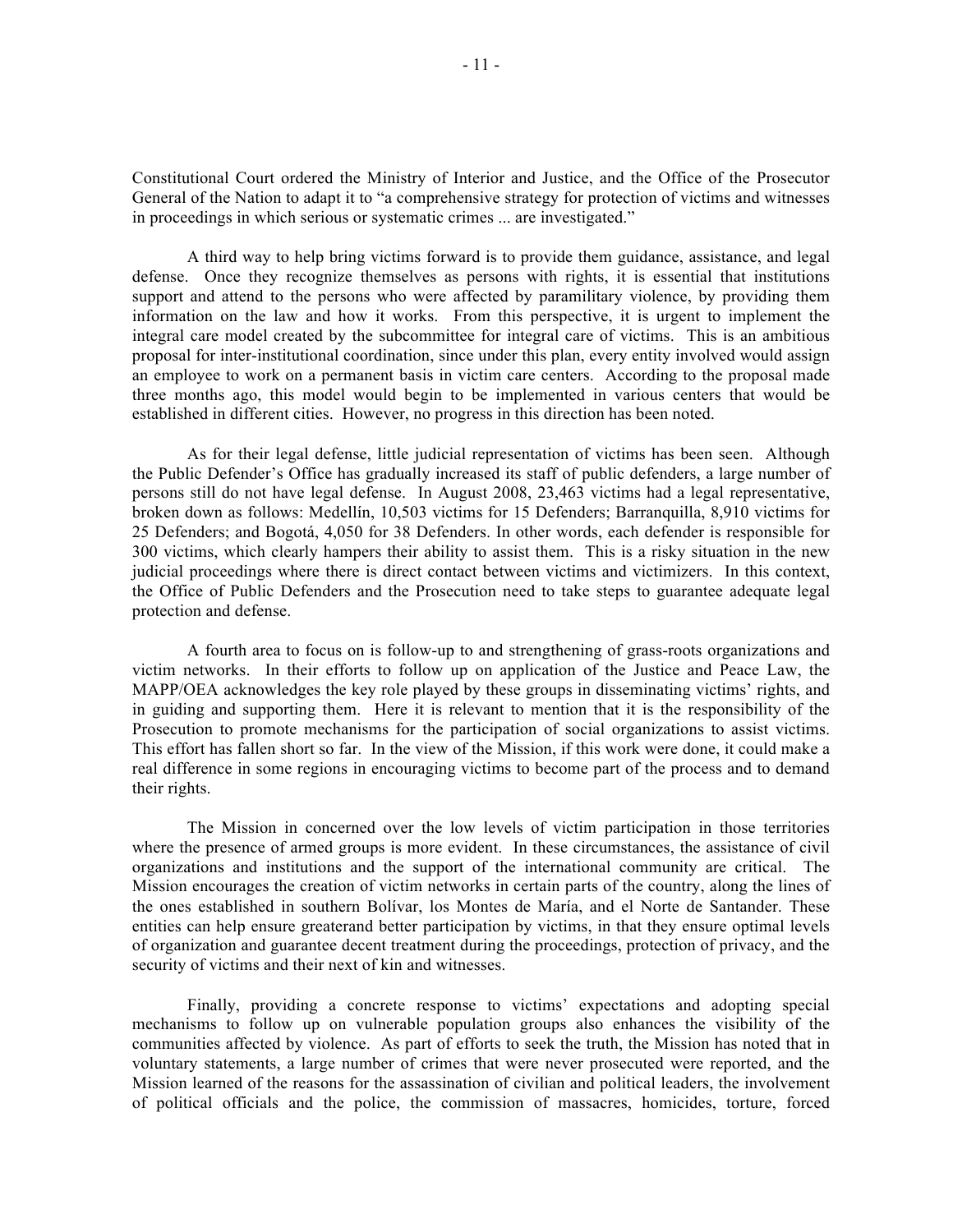Constitutional Court ordered the Ministry of Interior and Justice, and the Office of the Prosecutor General of the Nation to adapt it to "a comprehensive strategy for protection of victims and witnesses in proceedings in which serious or systematic crimes ... are investigated."

A third way to help bring victims forward is to provide them guidance, assistance, and legal defense. Once they recognize themselves as persons with rights, it is essential that institutions support and attend to the persons who were affected by paramilitary violence, by providing them information on the law and how it works. From this perspective, it is urgent to implement the integral care model created by the subcommittee for integral care of victims. This is an ambitious proposal for inter-institutional coordination, since under this plan, every entity involved would assign an employee to work on a permanent basis in victim care centers. According to the proposal made three months ago, this model would begin to be implemented in various centers that would be established in different cities. However, no progress in this direction has been noted.

As for their legal defense, little judicial representation of victims has been seen. Although the Public Defender's Office has gradually increased its staff of public defenders, a large number of persons still do not have legal defense. In August 2008, 23,463 victims had a legal representative, broken down as follows: Medellín, 10,503 victims for 15 Defenders; Barranquilla, 8,910 victims for 25 Defenders; and Bogotá, 4,050 for 38 Defenders. In other words, each defender is responsible for 300 victims, which clearly hampers their ability to assist them. This is a risky situation in the new judicial proceedings where there is direct contact between victims and victimizers. In this context, the Office of Public Defenders and the Prosecution need to take steps to guarantee adequate legal protection and defense.

A fourth area to focus on is follow-up to and strengthening of grass-roots organizations and victim networks. In their efforts to follow up on application of the Justice and Peace Law, the MAPP/OEA acknowledges the key role played by these groups in disseminating victims' rights, and in guiding and supporting them. Here it is relevant to mention that it is the responsibility of the Prosecution to promote mechanisms for the participation of social organizations to assist victims. This effort has fallen short so far. In the view of the Mission, if this work were done, it could make a real difference in some regions in encouraging victims to become part of the process and to demand their rights.

The Mission in concerned over the low levels of victim participation in those territories where the presence of armed groups is more evident. In these circumstances, the assistance of civil organizations and institutions and the support of the international community are critical. The Mission encourages the creation of victim networks in certain parts of the country, along the lines of the ones established in southern Bolívar, los Montes de María, and el Norte de Santander. These entities can help ensure greaterand better participation by victims, in that they ensure optimal levels of organization and guarantee decent treatment during the proceedings, protection of privacy, and the security of victims and their next of kin and witnesses.

Finally, providing a concrete response to victims' expectations and adopting special mechanisms to follow up on vulnerable population groups also enhances the visibility of the communities affected by violence. As part of efforts to seek the truth, the Mission has noted that in voluntary statements, a large number of crimes that were never prosecuted were reported, and the Mission learned of the reasons for the assassination of civilian and political leaders, the involvement of political officials and the police, the commission of massacres, homicides, torture, forced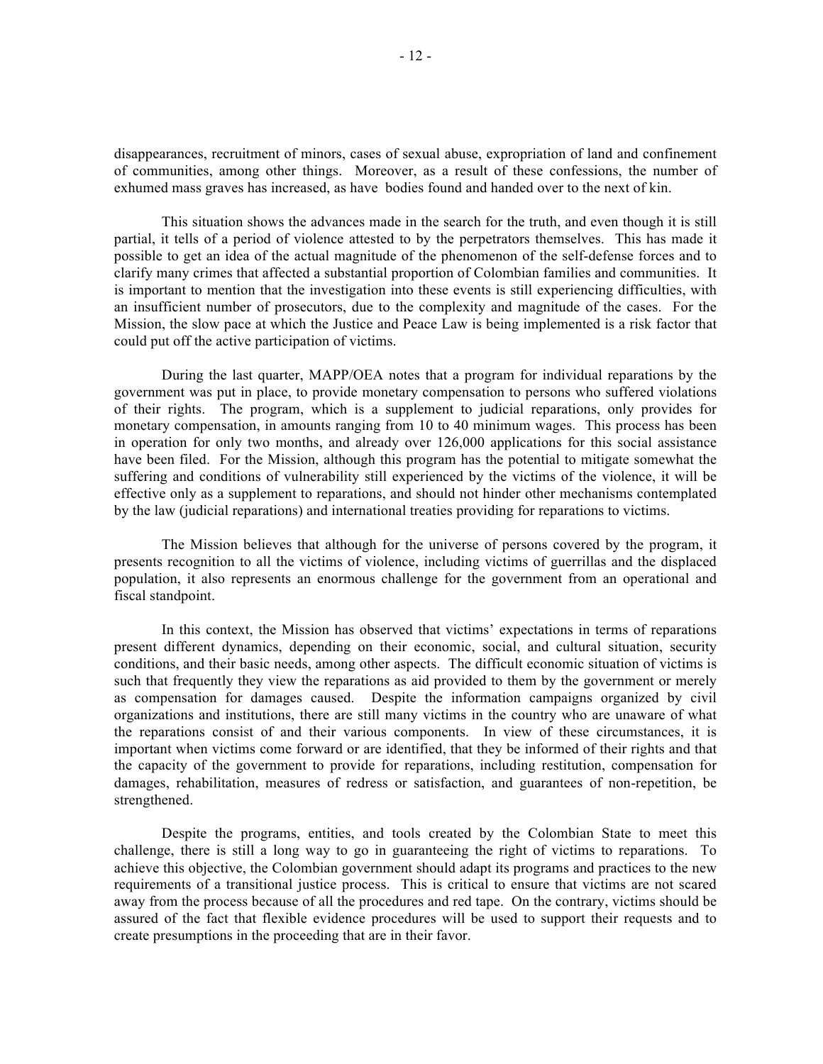disappearances, recruitment of minors, cases of sexual abuse, expropriation of land and confinement of communities, among other things. Moreover, as a result of these confessions, the number of exhumed mass graves has increased, as have bodies found and handed over to the next of kin.

This situation shows the advances made in the search for the truth, and even though it is still partial, it tells of a period of violence attested to by the perpetrators themselves. This has made it possible to get an idea of the actual magnitude of the phenomenon of the self-defense forces and to clarify many crimes that affected a substantial proportion of Colombian families and communities. It is important to mention that the investigation into these events is still experiencing difficulties, with an insufficient number of prosecutors, due to the complexity and magnitude of the cases. For the Mission, the slow pace at which the Justice and Peace Law is being implemented is a risk factor that could put off the active participation of victims.

During the last quarter, MAPP/OEA notes that a program for individual reparations by the government was put in place, to provide monetary compensation to persons who suffered violations of their rights. The program, which is a supplement to judicial reparations, only provides for monetary compensation, in amounts ranging from 10 to 40 minimum wages. This process has been in operation for only two months, and already over 126,000 applications for this social assistance have been filed. For the Mission, although this program has the potential to mitigate somewhat the suffering and conditions of vulnerability still experienced by the victims of the violence, it will be effective only as a supplement to reparations, and should not hinder other mechanisms contemplated by the law (judicial reparations) and international treaties providing for reparations to victims.

The Mission believes that although for the universe of persons covered by the program, it presents recognition to all the victims of violence, including victims of guerrillas and the displaced population, it also represents an enormous challenge for the government from an operational and fiscal standpoint.

In this context, the Mission has observed that victims' expectations in terms of reparations present different dynamics, depending on their economic, social, and cultural situation, security conditions, and their basic needs, among other aspects. The difficult economic situation of victims is such that frequently they view the reparations as aid provided to them by the government or merely as compensation for damages caused. Despite the information campaigns organized by civil organizations and institutions, there are still many victims in the country who are unaware of what the reparations consist of and their various components. In view of these circumstances, it is important when victims come forward or are identified, that they be informed of their rights and that the capacity of the government to provide for reparations, including restitution, compensation for damages, rehabilitation, measures of redress or satisfaction, and guarantees of non-repetition, be strengthened.

Despite the programs, entities, and tools created by the Colombian State to meet this challenge, there is still a long way to go in guaranteeing the right of victims to reparations. To achieve this objective, the Colombian government should adapt its programs and practices to the new requirements of a transitional justice process. This is critical to ensure that victims are not scared away from the process because of all the procedures and red tape. On the contrary, victims should be assured of the fact that flexible evidence procedures will be used to support their requests and to create presumptions in the proceeding that are in their favor.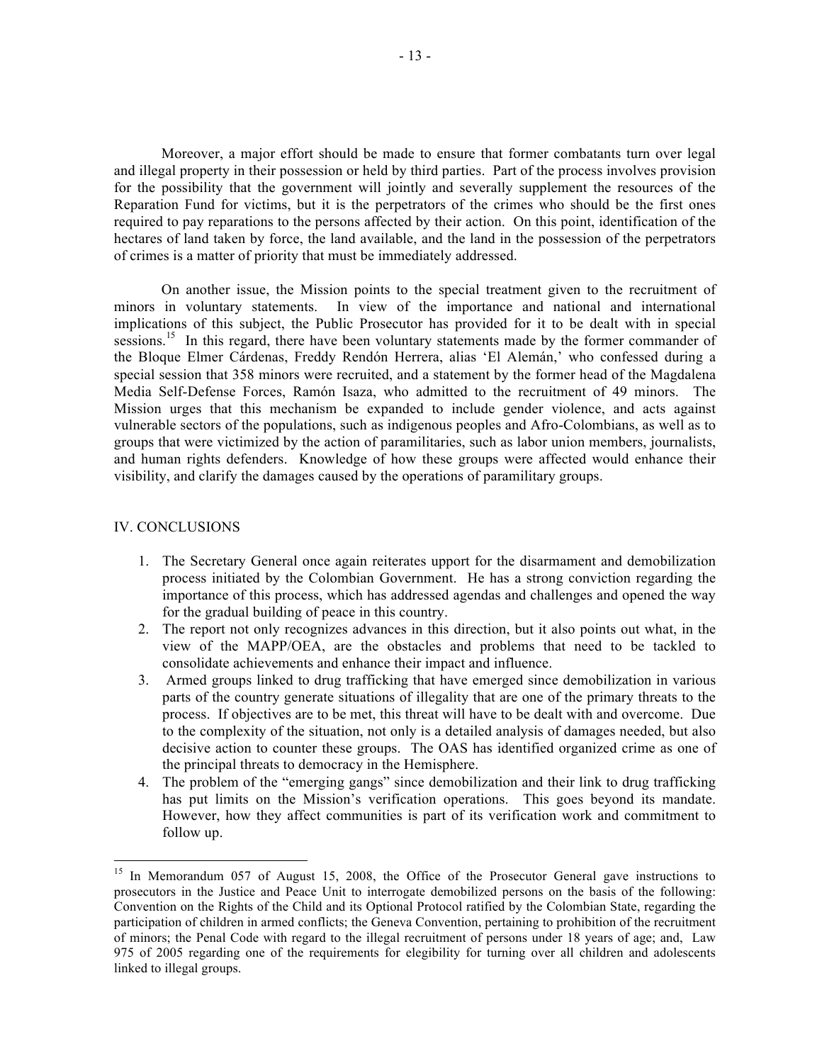Moreover, a major effort should be made to ensure that former combatants turn over legal and illegal property in their possession or held by third parties. Part of the process involves provision for the possibility that the government will jointly and severally supplement the resources of the Reparation Fund for victims, but it is the perpetrators of the crimes who should be the first ones required to pay reparations to the persons affected by their action. On this point, identification of the hectares of land taken by force, the land available, and the land in the possession of the perpetrators of crimes is a matter of priority that must be immediately addressed.

On another issue, the Mission points to the special treatment given to the recruitment of minors in voluntary statements. In view of the importance and national and international implications of this subject, the Public Prosecutor has provided for it to be dealt with in special sessions.[15] In this regard, there have been voluntary statements made by the former commander of the Bloque Elmer Cárdenas, Freddy Rendón Herrera, alias 'El Alemán,' who confessed during a special session that 358 minors were recruited, and a statement by the former head of the Magdalena Media Self-Defense Forces, Ramón Isaza, who admitted to the recruitment of 49 minors. The Mission urges that this mechanism be expanded to include gender violence, and acts against vulnerable sectors of the populations, such as indigenous peoples and Afro-Colombians, as well as to groups that were victimized by the action of paramilitaries, such as labor union members, journalists, and human rights defenders. Knowledge of how these groups were affected would enhance their visibility, and clarify the damages caused by the operations of paramilitary groups.

## IV. CONCLUSIONS

1. The Secretary General once again reiterates upport for the disarmament and demobilization process initiated by the Colombian Government. He has a strong conviction regarding the importance of this process, which has addressed agendas and challenges and opened the way for the gradual building of peace in this country.
2. The report not only recognizes advances in this direction, but it also points out what, in the view of the MAPP/OEA, are the obstacles and problems that need to be tackled to consolidate achievements and enhance their impact and influence.
3. Armed groups linked to drug trafficking that have emerged since demobilization in various parts of the country generate situations of illegality that are one of the primary threats to the process. If objectives are to be met, this threat will have to be dealt with and overcome. Due to the complexity of the situation, not only is a detailed analysis of damages needed, but also decisive action to counter these groups. The OAS has identified organized crime as one of the principal threats to democracy in the Hemisphere.
4. The problem of the "emerging gangs" since demobilization and their link to drug trafficking has put limits on the Mission's verification operations. This goes beyond its mandate. However, how they affect communities is part of its verification work and commitment to follow up.

---

[15] In Memorandum 057 of August 15, 2008, the Office of the Prosecutor General gave instructions to prosecutors in the Justice and Peace Unit to interrogate demobilized persons on the basis of the following: Convention on the Rights of the Child and its Optional Protocol ratified by the Colombian State, regarding the participation of children in armed conflicts; the Geneva Convention, pertaining to prohibition of the recruitment of minors; the Penal Code with regard to the illegal recruitment of persons under 18 years of age; and, Law 975 of 2005 regarding one of the requirements for elegibility for turning over all children and adolescents linked to illegal groups.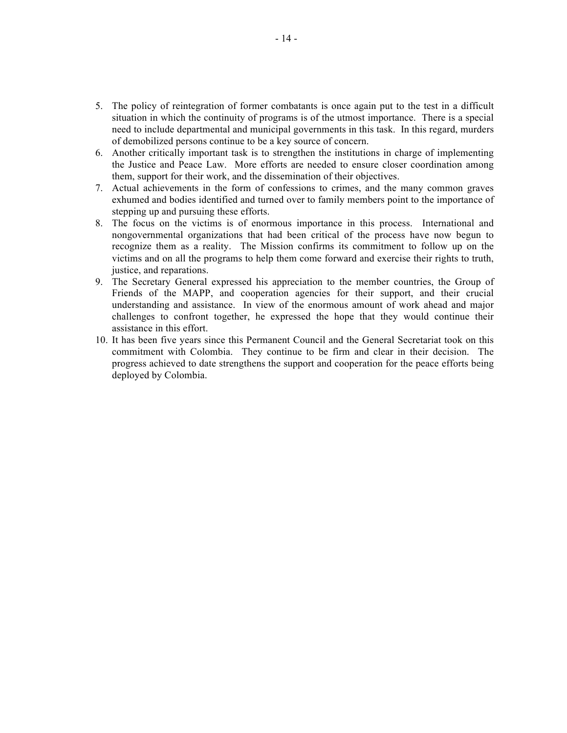5. The policy of reintegration of former combatants is once again put to the test in a difficult situation in which the continuity of programs is of the utmost importance. There is a special need to include departmental and municipal governments in this task. In this regard, murders of demobilized persons continue to be a key source of concern.
6. Another critically important task is to strengthen the institutions in charge of implementing the Justice and Peace Law. More efforts are needed to ensure closer coordination among them, support for their work, and the dissemination of their objectives.
7. Actual achievements in the form of confessions to crimes, and the many common graves exhumed and bodies identified and turned over to family members point to the importance of stepping up and pursuing these efforts.
8. The focus on the victims is of enormous importance in this process. International and nongovernmental organizations that had been critical of the process have now begun to recognize them as a reality. The Mission confirms its commitment to follow up on the victims and on all the programs to help them come forward and exercise their rights to truth, justice, and reparations.
9. The Secretary General expressed his appreciation to the member countries, the Group of Friends of the MAPP, and cooperation agencies for their support, and their crucial understanding and assistance. In view of the enormous amount of work ahead and major challenges to confront together, he expressed the hope that they would continue their assistance in this effort.
10. It has been five years since this Permanent Council and the General Secretariat took on this commitment with Colombia. They continue to be firm and clear in their decision. The progress achieved to date strengthens the support and cooperation for the peace efforts being deployed by Colombia.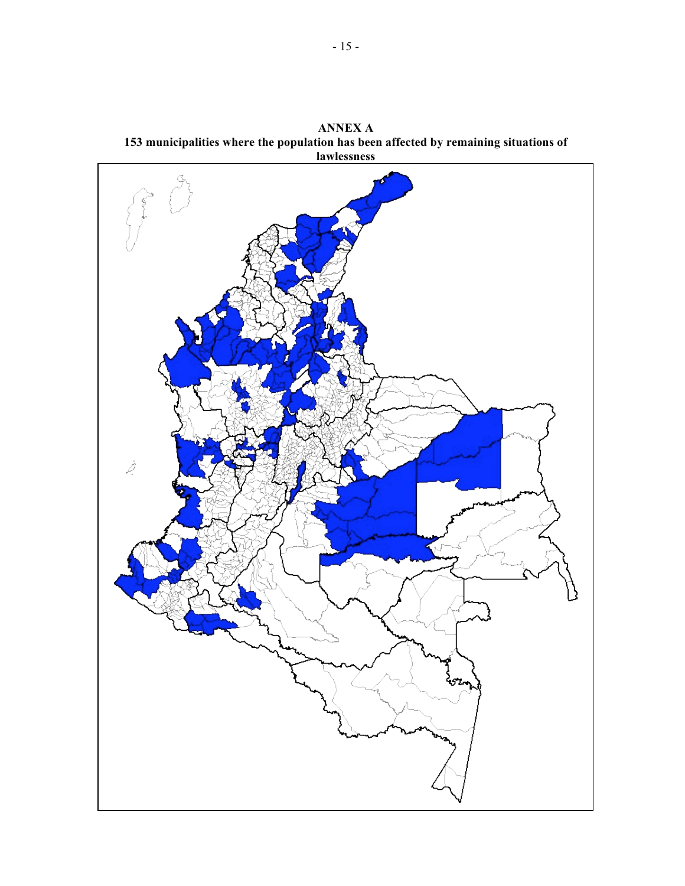**ANNEX A**

**153 municipalities where the population has been affected by remaining situations of lawlessness**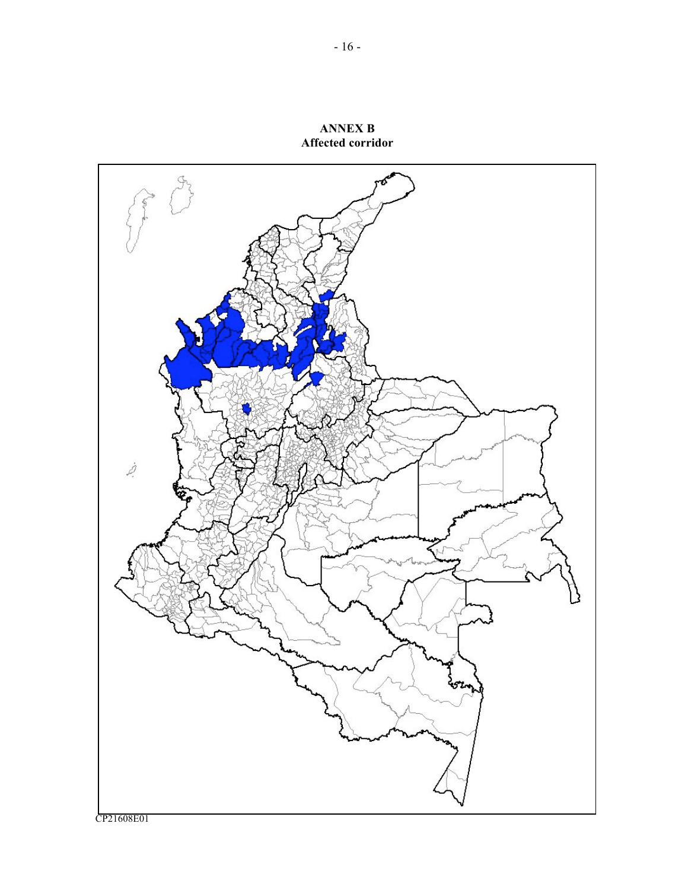**ANNEX B**
**Affected corridor**

CP21608E01